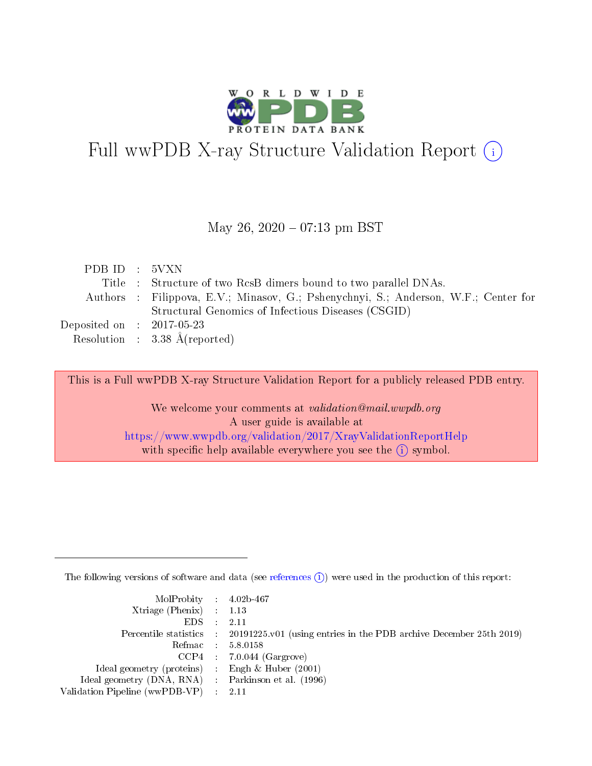# Full wwPDB X-ray Structure Validation Report

May 26, 2020 – 07:13 pm BST

| | | |
|---|---|---|
| PDB ID | : | 5VXN |
| Title | : | Structure of two RcsB dimers bound to two parallel DNAs. |
| Authors | : | Filippova, E.V.; Minasov, G.; Pshenychnyi, S.; Anderson, W.F.; Center for Structural Genomics of Infectious Diseases (CSGID) |
| Deposited on | : | 2017-05-23 |
| Resolution | : | 3.38 Å(reported) |

This is a Full wwPDB X-ray Structure Validation Report for a publicly released PDB entry.

We welcome your comments at *validation@mail.wwpdb.org*
A user guide is available at
https://www.wwpdb.org/validation/2017/XrayValidationReportHelp
with specific help available everywhere you see the (i) symbol.

The following versions of software and data (see references (i)) were used in the production of this report:

| | | |
|---|---|---|
| MolProbity | : | 4.02b-467 |
| Xtriage (Phenix) | : | 1.13 |
| EDS | : | 2.11 |
| Percentile statistics | : | 20191225.v01 (using entries in the PDB archive December 25th 2019) |
| Refmac | : | 5.8.0158 |
| CCP4 | : | 7.0.044 (Gargrove) |
| Ideal geometry (proteins) | : | Engh & Huber (2001) |
| Ideal geometry (DNA, RNA) | : | Parkinson et al. (1996) |
| Validation Pipeline (wwPDB-VP) | : | 2.11 |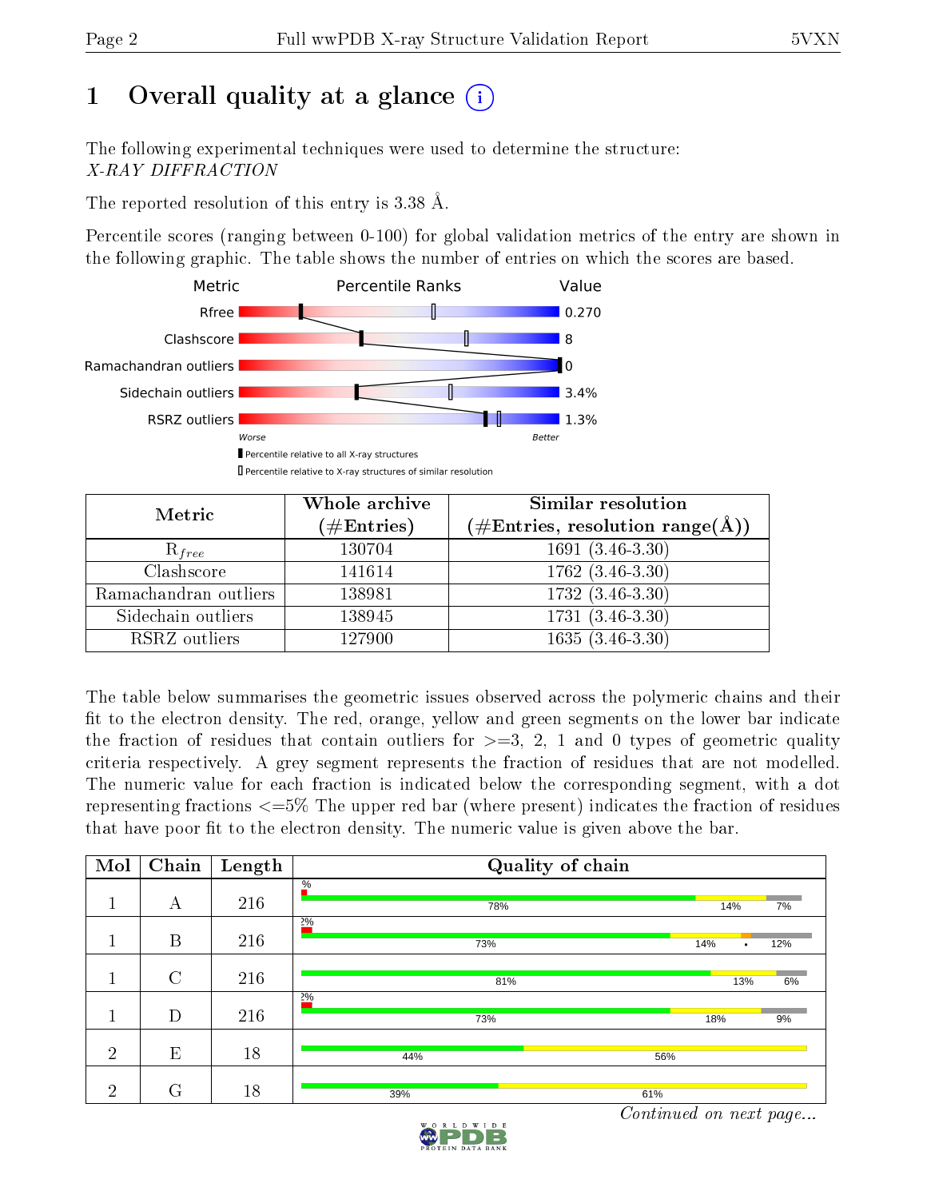# 1 Overall quality at a glance (i)

The following experimental techniques were used to determine the structure:
*X-RAY DIFFRACTION*

The reported resolution of this entry is 3.38 Å.

Percentile scores (ranging between 0-100) for global validation metrics of the entry are shown in the following graphic. The table shows the number of entries on which the scores are based.

| Metric | Value |
|---|---|
| Rfree | 0.270 |
| Clashscore | 8 |
| Ramachandran outliers | 0 |
| Sidechain outliers | 3.4% |
| RSRZ outliers | 1.3% |

Worse — Better

▮ Percentile relative to all X-ray structures
▯ Percentile relative to X-ray structures of similar resolution

| Metric | Whole archive (#Entries) | Similar resolution (#Entries, resolution range(Å)) |
|---|---|---|
| $R_{free}$ | 130704 | 1691 (3.46-3.30) |
| Clashscore | 141614 | 1762 (3.46-3.30) |
| Ramachandran outliers | 138981 | 1732 (3.46-3.30) |
| Sidechain outliers | 138945 | 1731 (3.46-3.30) |
| RSRZ outliers | 127900 | 1635 (3.46-3.30) |

The table below summarises the geometric issues observed across the polymeric chains and their fit to the electron density. The red, orange, yellow and green segments on the lower bar indicate the fraction of residues that contain outliers for >=3, 2, 1 and 0 types of geometric quality criteria respectively. A grey segment represents the fraction of residues that are not modelled. The numeric value for each fraction is indicated below the corresponding segment, with a dot representing fractions <=5% The upper red bar (where present) indicates the fraction of residues that have poor fit to the electron density. The numeric value is given above the bar.

| Mol | Chain | Length | Quality of chain |
|---|---|---|---|
| 1 | A | 216 | % / 78% · 14% · 7% |
| 1 | B | 216 | 2% / 73% · 14% · • · 12% |
| 1 | C | 216 | 81% · 13% · 6% |
| 1 | D | 216 | 2% / 73% · 18% · 9% |
| 2 | E | 18 | 44% · 56% |
| 2 | G | 18 | 39% · 61% |

*Continued on next page...*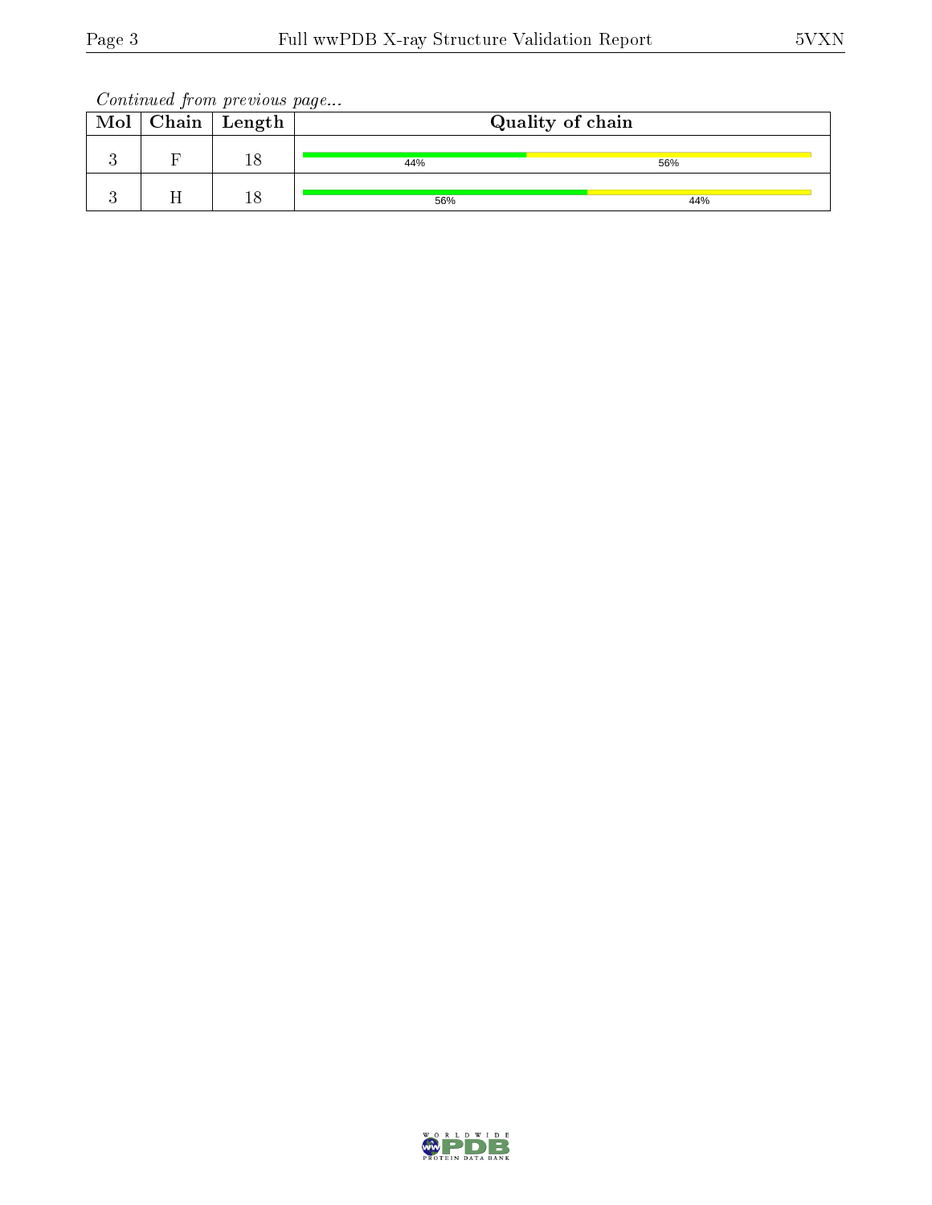*Continued from previous page...*

| Mol | Chain | Length | Quality of chain |
|---|---|---|---|
| 3 | F | 18 | 44% 56% |
| 3 | H | 18 | 56% 44% |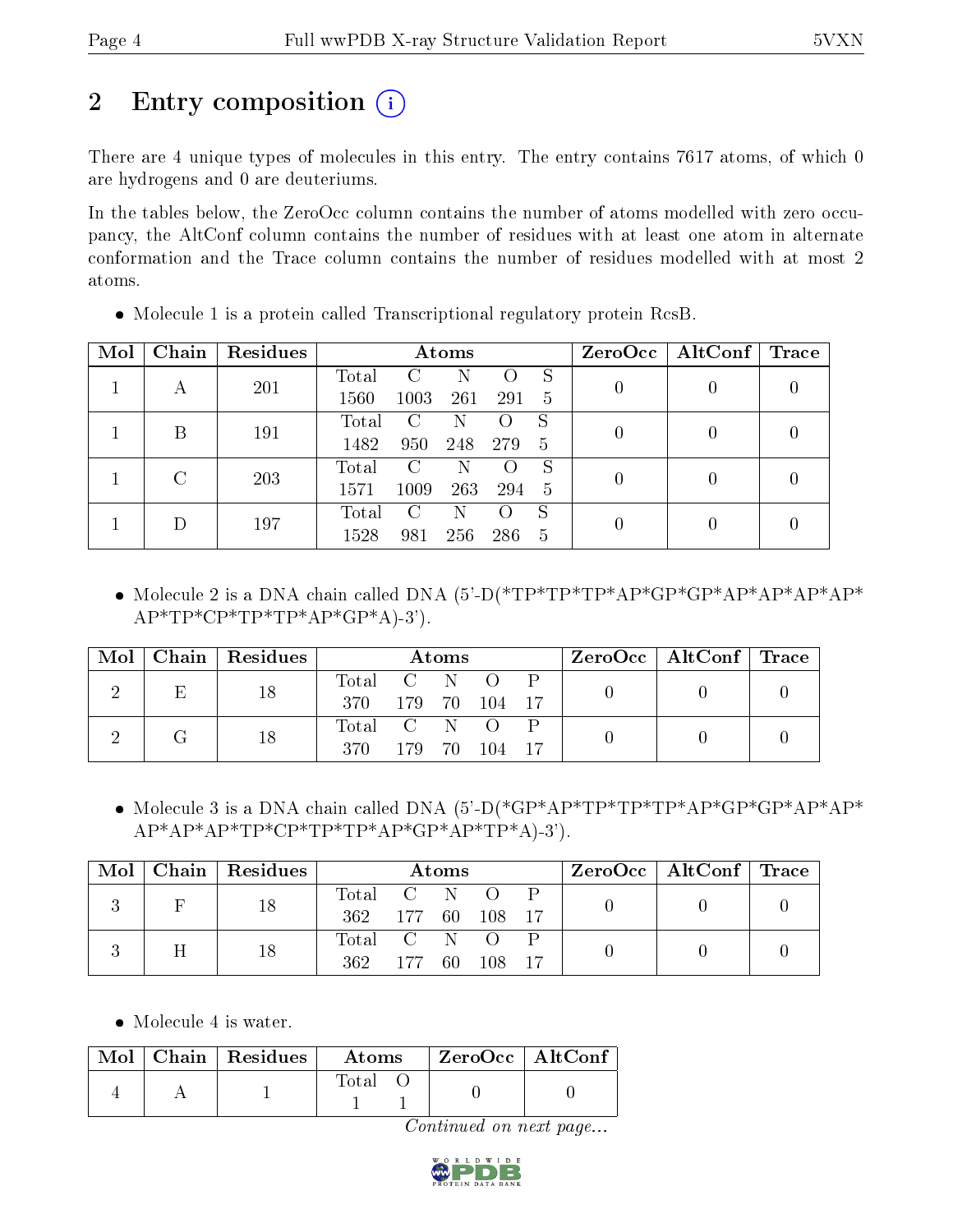# 2 Entry composition (i)

There are 4 unique types of molecules in this entry. The entry contains 7617 atoms, of which 0 are hydrogens and 0 are deuteriums.

In the tables below, the ZeroOcc column contains the number of atoms modelled with zero occupancy, the AltConf column contains the number of residues with at least one atom in alternate conformation and the Trace column contains the number of residues modelled with at most 2 atoms.

- Molecule 1 is a protein called Transcriptional regulatory protein RcsB.

| Mol | Chain | Residues | Atoms | | | | | ZeroOcc | AltConf | Trace |
|---|---|---|---|---|---|---|---|---|---|---|
| 1 | A | 201 | Total 1560 | C 1003 | N 261 | O 291 | S 5 | 0 | 0 | 0 |
| 1 | B | 191 | Total 1482 | C 950 | N 248 | O 279 | S 5 | 0 | 0 | 0 |
| 1 | C | 203 | Total 1571 | C 1009 | N 263 | O 294 | S 5 | 0 | 0 | 0 |
| 1 | D | 197 | Total 1528 | C 981 | N 256 | O 286 | S 5 | 0 | 0 | 0 |

- Molecule 2 is a DNA chain called DNA (5'-D(*TP*TP*TP*AP*GP*GP*AP*AP*AP*AP*AP*TP*CP*TP*TP*AP*GP*A)-3').

| Mol | Chain | Residues | Atoms | | | | | ZeroOcc | AltConf | Trace |
|---|---|---|---|---|---|---|---|---|---|---|
| 2 | E | 18 | Total 370 | C 179 | N 70 | O 104 | P 17 | 0 | 0 | 0 |
| 2 | G | 18 | Total 370 | C 179 | N 70 | O 104 | P 17 | 0 | 0 | 0 |

- Molecule 3 is a DNA chain called DNA (5'-D(*GP*AP*TP*TP*TP*AP*GP*GP*AP*AP*AP*AP*AP*TP*CP*TP*TP*AP*GP*AP*TP*A)-3').

| Mol | Chain | Residues | Atoms | | | | | ZeroOcc | AltConf | Trace |
|---|---|---|---|---|---|---|---|---|---|---|
| 3 | F | 18 | Total 362 | C 177 | N 60 | O 108 | P 17 | 0 | 0 | 0 |
| 3 | H | 18 | Total 362 | C 177 | N 60 | O 108 | P 17 | 0 | 0 | 0 |

- Molecule 4 is water.

| Mol | Chain | Residues | Atoms | | ZeroOcc | AltConf |
|---|---|---|---|---|---|---|
| 4 | A | 1 | Total 1 | O 1 | 0 | 0 |

*Continued on next page...*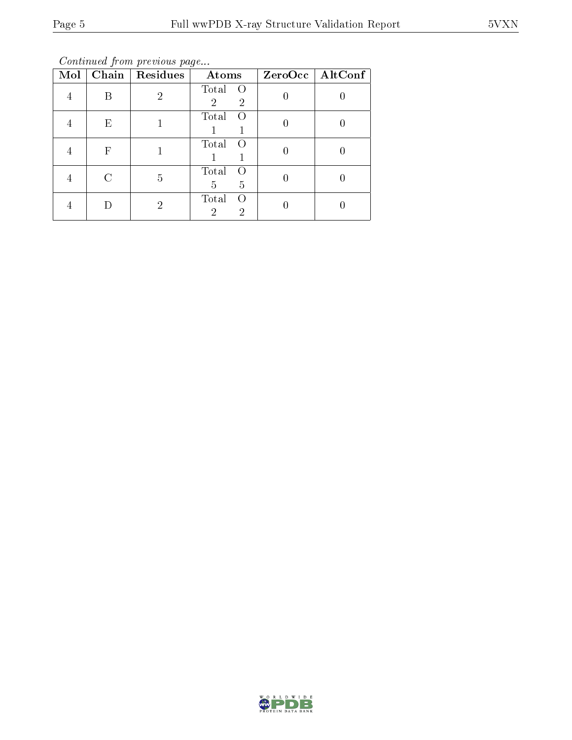*Continued from previous page...*

| Mol | Chain | Residues | Atoms | ZeroOcc | AltConf |
|---|---|---|---|---|---|
| 4 | B | 2 | Total O<br>2 2 | 0 | 0 |
| 4 | E | 1 | Total O<br>1 1 | 0 | 0 |
| 4 | F | 1 | Total O<br>1 1 | 0 | 0 |
| 4 | C | 5 | Total O<br>5 5 | 0 | 0 |
| 4 | D | 2 | Total O<br>2 2 | 0 | 0 |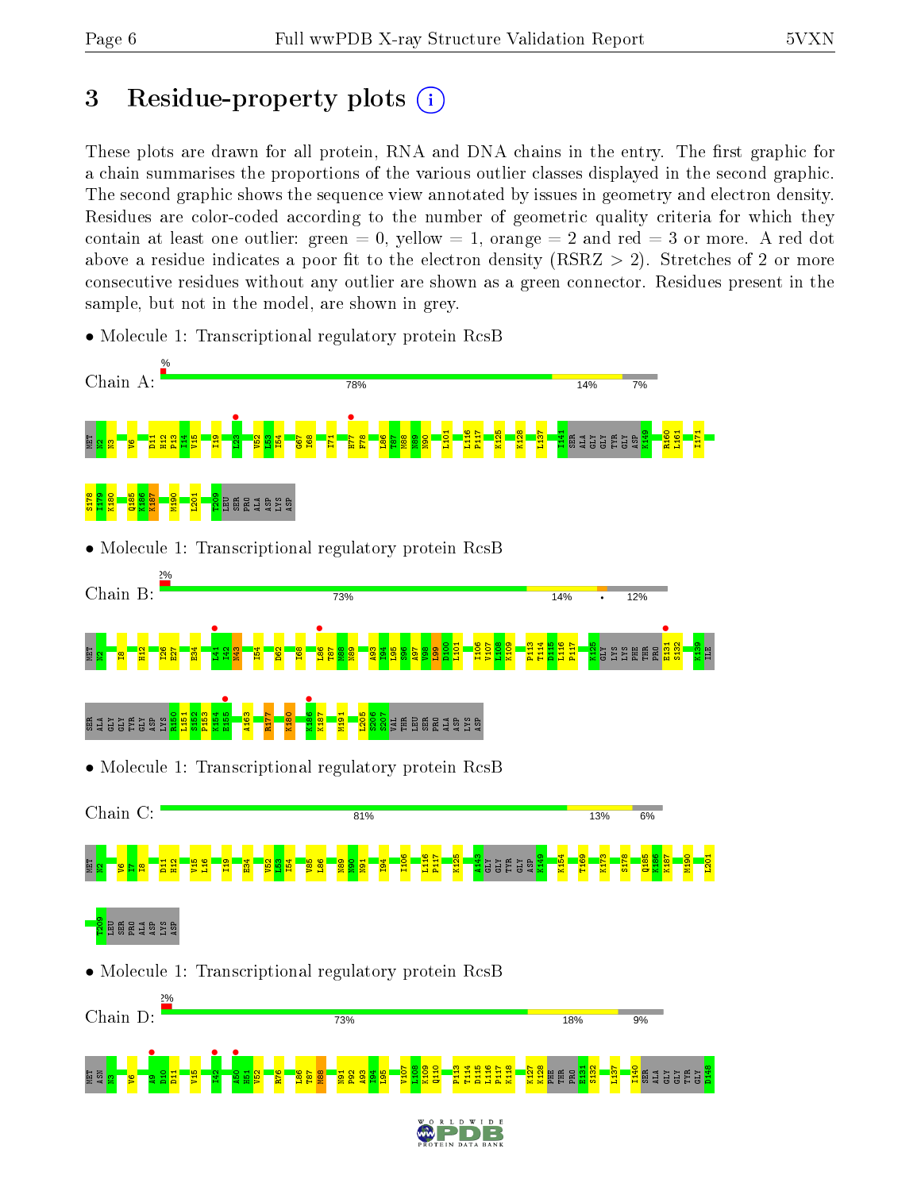# 3 Residue-property plots

These plots are drawn for all protein, RNA and DNA chains in the entry. The first graphic for a chain summarises the proportions of the various outlier classes displayed in the second graphic. The second graphic shows the sequence view annotated by issues in geometry and electron density. Residues are color-coded according to the number of geometric quality criteria for which they contain at least one outlier: green = 0, yellow = 1, orange = 2 and red = 3 or more. A red dot above a residue indicates a poor fit to the electron density (RSRZ > 2). Stretches of 2 or more consecutive residues without any outlier are shown as a green connector. Residues present in the sample, but not in the model, are shown in grey.

- Molecule 1: Transcriptional regulatory protein RcsB

Chain A: % 78% 14% 7%

MET N2 N3 V6 D11 H12 P13 I14 V15 I19 L23 V52 L53 I54 G67 I68 I71 H77 F78 L86 T87 M88 N89 N90 L101 L116 P117 K125 K128 L137 I141 SER ALA GLY GLY TYR GLY ASP K149 R160 L161 I171 S178 K179 K180 Q185 K186 K187 M190 L201 T209 LEU SER PRO ALA ASP LYS ASP

- Molecule 1: Transcriptional regulatory protein RcsB

Chain B: 2% 73% 14% • 12%

MET N2 I8 H12 I26 E27 E34 L41 I42 N43 I54 D62 I68 L86 T87 M88 N89 A93 I94 L95 S96 A97 V98 L99 D100 L101 I106 V107 L108 K109 P113 T114 D115 L116 P117 K125 GLY LYS LYS PHE THR PRO E131 S132 K139 ILE SER ALA GLY GLY TYR GLY ASP LYS R150 L151 S152 P153 K154 E155 A163 R177 K180 K186 K187 M191 L205 S206 S207 VAL THR LEU SER PRO ALA ASP LYS ASP

- Molecule 1: Transcriptional regulatory protein RcsB

Chain C: 81% 13% 6%

MET N2 V6 I7 I8 D11 H12 V15 L16 I19 E34 V52 L53 I54 V85 L86 N89 N90 N91 I94 I106 L116 P117 K125 A143 GLY GLY TYR GLY ASP K149 K154 T169 K173 S178 Q185 K186 K187 M190 L201 T209 LEU SER PRO ALA ASP LYS ASP

- Molecule 1: Transcriptional regulatory protein RcsB

Chain D: 2% 73% 18% 9%

MET ASN N3 V6 A9 D10 D11 V15 I42 A50 H51 V52 R76 L86 T87 M88 N91 P92 A93 I94 L95 V107 L108 K109 Q110 P113 T114 D115 L116 P117 K118 K127 K128 PHE THR PRO E131 S132 L137 I140 SER ALA GLY GLY TYR GLY D148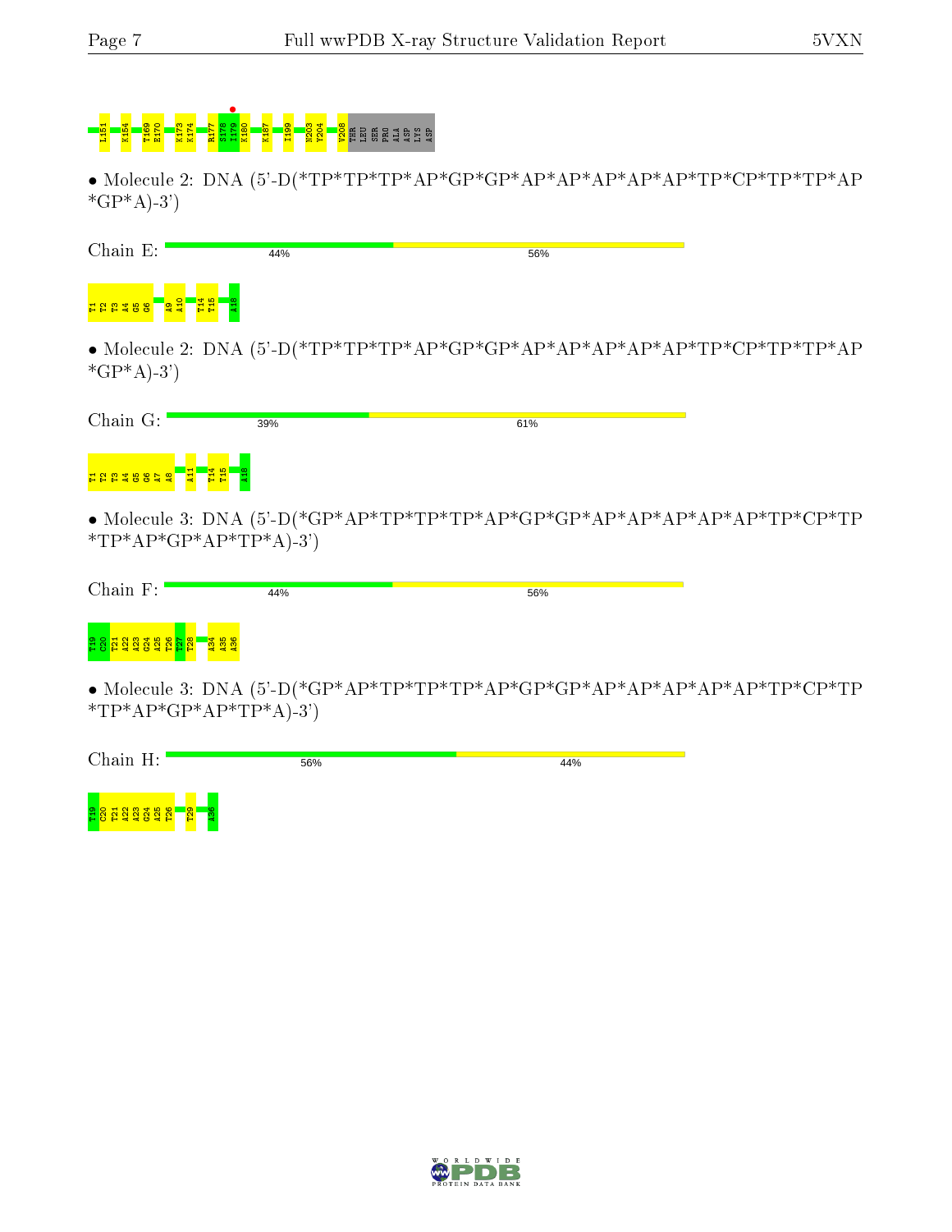L151 K154 T169 E170 K173 K174 R177 S178 I179 K180 K187 I199 N203 Y204 V208 THR LEU SER PRO ALA ASP LYS ASP

• Molecule 2: DNA (5'-D(*TP*TP*TP*AP*GP*GP*AP*AP*AP*AP*AP*TP*CP*TP*TP*AP *GP*A)-3')

Chain E: 44% 56%

T1 T2 T3 A4 G5 G6 A9 A10 T14 T15 A18

• Molecule 2: DNA (5'-D(*TP*TP*TP*AP*GP*GP*AP*AP*AP*AP*AP*TP*CP*TP*TP*AP *GP*A)-3')

Chain G: 39% 61%

T1 T2 T3 A4 G5 G6 A7 A8 A11 T14 T15 A18

• Molecule 3: DNA (5'-D(*GP*AP*TP*TP*TP*AP*GP*GP*AP*AP*AP*AP*AP*TP*CP*TP *TP*AP*GP*AP*TP*A)-3')

Chain F: 44% 56%

T19 C20 T21 A22 A23 G24 A25 T26 T27 T28 A34 A35 A36

• Molecule 3: DNA (5'-D(*GP*AP*TP*TP*TP*AP*GP*GP*AP*AP*AP*AP*AP*TP*CP*TP *TP*AP*GP*AP*TP*A)-3')

Chain H: 56% 44%

T19 C20 T21 A22 A23 G24 A25 T26 T29 A36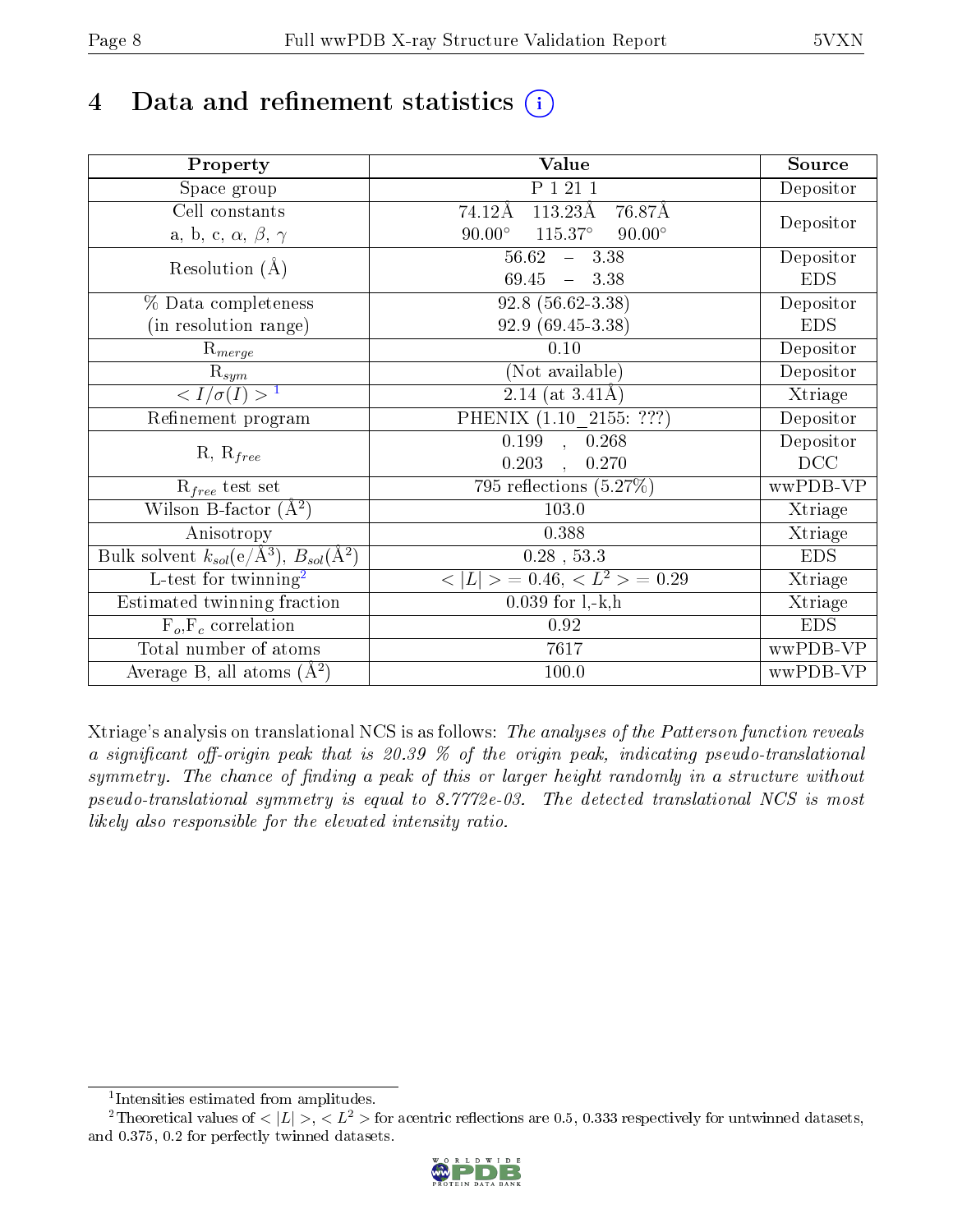# 4 Data and refinement statistics

| Property | Value | Source |
|---|---|---|
| Space group | P 1 21 1 | Depositor |
| Cell constants<br>a, b, c, $\alpha$, $\beta$, $\gamma$ | 74.12Å 113.23Å 76.87Å<br>90.00° 115.37° 90.00° | Depositor |
| Resolution (Å) | 56.62 – 3.38<br>69.45 – 3.38 | Depositor<br>EDS |
| % Data completeness<br>(in resolution range) | 92.8 (56.62-3.38)<br>92.9 (69.45-3.38) | Depositor<br>EDS |
| $R_{merge}$ | 0.10 | Depositor |
| $R_{sym}$ | (Not available) | Depositor |
| $< I/\sigma(I) >$ [1] | 2.14 (at 3.41Å) | Xtriage |
| Refinement program | PHENIX (1.10_2155: ???) | Depositor |
| R, $R_{free}$ | 0.199 , 0.268<br>0.203 , 0.270 | Depositor<br>DCC |
| $R_{free}$ test set | 795 reflections (5.27%) | wwPDB-VP |
| Wilson B-factor (Å$^2$) | 103.0 | Xtriage |
| Anisotropy | 0.388 | Xtriage |
| Bulk solvent $k_{sol}$(e/Å$^3$), $B_{sol}$(Å$^2$) | 0.28 , 53.3 | EDS |
| L-test for twinning[2] | $< \|L\| > = 0.46$, $< L^2 > = 0.29$ | Xtriage |
| Estimated twinning fraction | 0.039 for l,-k,h | Xtriage |
| $F_o$,$F_c$ correlation | 0.92 | EDS |
| Total number of atoms | 7617 | wwPDB-VP |
| Average B, all atoms (Å$^2$) | 100.0 | wwPDB-VP |

Xtriage's analysis on translational NCS is as follows: *The analyses of the Patterson function reveals a significant off-origin peak that is 20.39 % of the origin peak, indicating pseudo-translational symmetry. The chance of finding a peak of this or larger height randomly in a structure without pseudo-translational symmetry is equal to 8.7772e-03. The detected translational NCS is most likely also responsible for the elevated intensity ratio.*

[1] Intensities estimated from amplitudes.

[2] Theoretical values of $< |L| >$, $< L^2 >$ for acentric reflections are 0.5, 0.333 respectively for untwinned datasets, and 0.375, 0.2 for perfectly twinned datasets.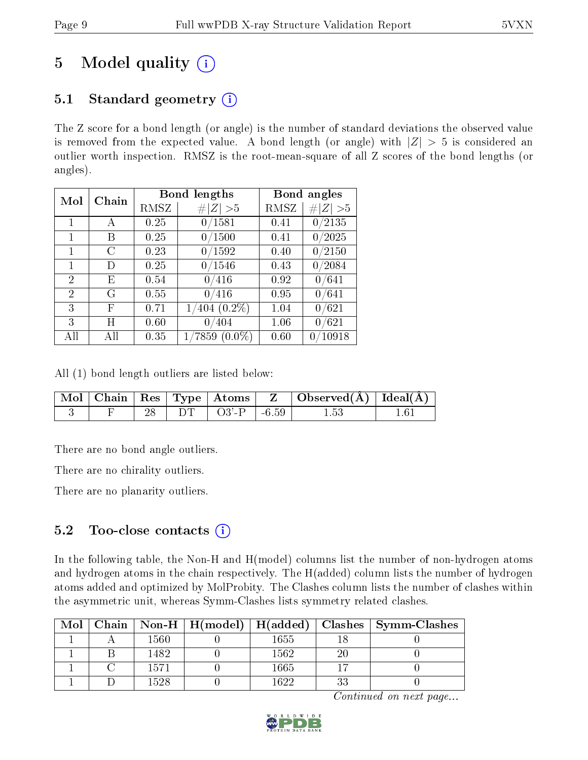# 5 Model quality (i)

## 5.1 Standard geometry (i)

The Z score for a bond length (or angle) is the number of standard deviations the observed value is removed from the expected value. A bond length (or angle) with $|Z| > 5$ is considered an outlier worth inspection. RMSZ is the root-mean-square of all Z scores of the bond lengths (or angles).

| Mol | Chain | Bond lengths | | Bond angles | |
|---|---|---|---|---|---|
| | | RMSZ | $\#\|Z\| > 5$ | RMSZ | $\#\|Z\| > 5$ |
| 1 | A | 0.25 | 0/1581 | 0.41 | 0/2135 |
| 1 | B | 0.25 | 0/1500 | 0.41 | 0/2025 |
| 1 | C | 0.23 | 0/1592 | 0.40 | 0/2150 |
| 1 | D | 0.25 | 0/1546 | 0.43 | 0/2084 |
| 2 | E | 0.54 | 0/416 | 0.92 | 0/641 |
| 2 | G | 0.55 | 0/416 | 0.95 | 0/641 |
| 3 | F | 0.71 | 1/404 (0.2%) | 1.04 | 0/621 |
| 3 | H | 0.60 | 0/404 | 1.06 | 0/621 |
| All | All | 0.35 | 1/7859 (0.0%) | 0.60 | 0/10918 |

All (1) bond length outliers are listed below:

| Mol | Chain | Res | Type | Atoms | Z | Observed(Å) | Ideal(Å) |
|---|---|---|---|---|---|---|---|
| 3 | F | 28 | DT | O3'-P | -6.59 | 1.53 | 1.61 |

There are no bond angle outliers.

There are no chirality outliers.

There are no planarity outliers.

## 5.2 Too-close contacts (i)

In the following table, the Non-H and H(model) columns list the number of non-hydrogen atoms and hydrogen atoms in the chain respectively. The H(added) column lists the number of hydrogen atoms added and optimized by MolProbity. The Clashes column lists the number of clashes within the asymmetric unit, whereas Symm-Clashes lists symmetry related clashes.

| Mol | Chain | Non-H | H(model) | H(added) | Clashes | Symm-Clashes |
|---|---|---|---|---|---|---|
| 1 | A | 1560 | 0 | 1655 | 18 | 0 |
| 1 | B | 1482 | 0 | 1562 | 20 | 0 |
| 1 | C | 1571 | 0 | 1665 | 17 | 0 |
| 1 | D | 1528 | 0 | 1622 | 33 | 0 |

*Continued on next page...*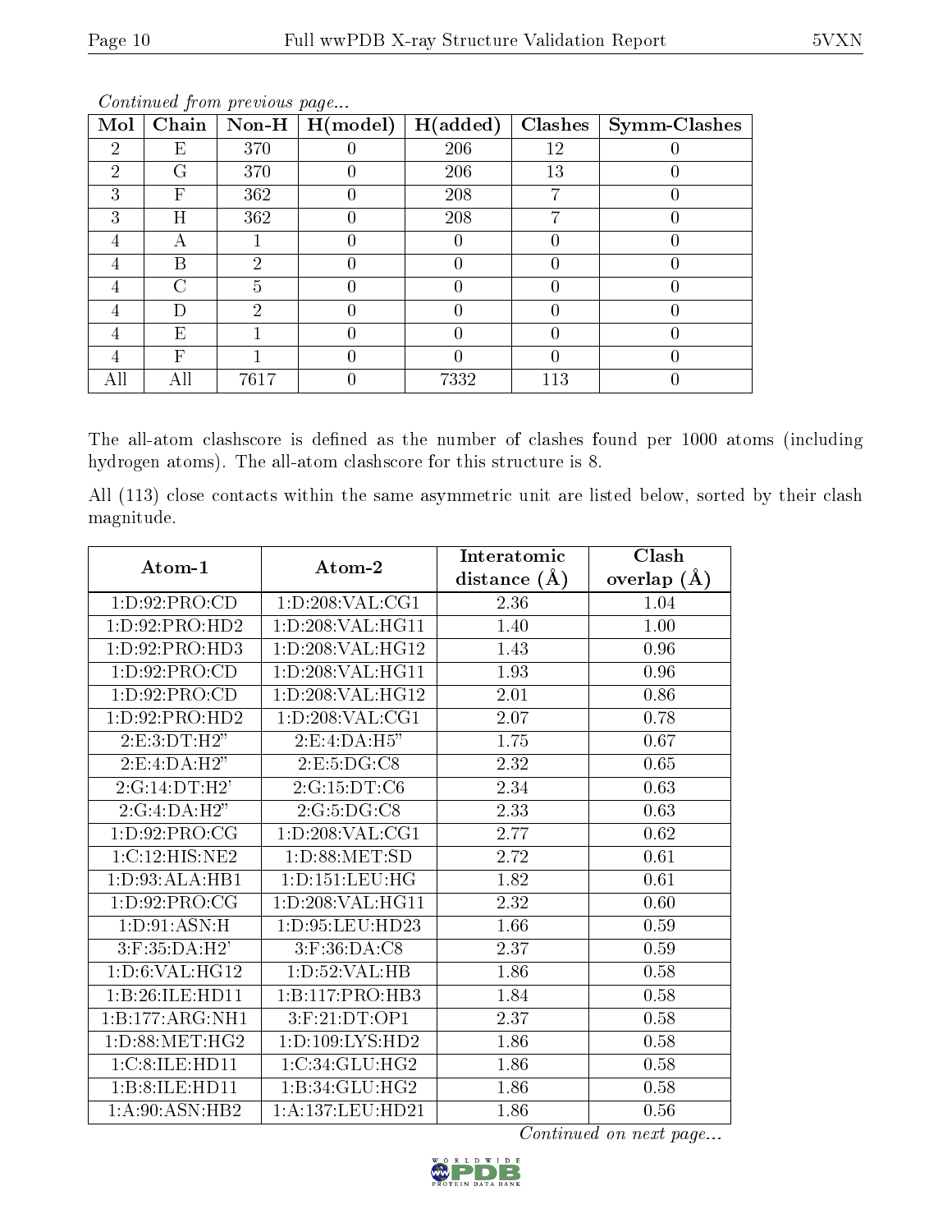*Continued from previous page...*

| Mol | Chain | Non-H | H(model) | H(added) | Clashes | Symm-Clashes |
|---|---|---|---|---|---|---|
| 2 | E | 370 | 0 | 206 | 12 | 0 |
| 2 | G | 370 | 0 | 206 | 13 | 0 |
| 3 | F | 362 | 0 | 208 | 7 | 0 |
| 3 | H | 362 | 0 | 208 | 7 | 0 |
| 4 | A | 1 | 0 | 0 | 0 | 0 |
| 4 | B | 2 | 0 | 0 | 0 | 0 |
| 4 | C | 5 | 0 | 0 | 0 | 0 |
| 4 | D | 2 | 0 | 0 | 0 | 0 |
| 4 | E | 1 | 0 | 0 | 0 | 0 |
| 4 | F | 1 | 0 | 0 | 0 | 0 |
| All | All | 7617 | 0 | 7332 | 113 | 0 |

The all-atom clashscore is defined as the number of clashes found per 1000 atoms (including hydrogen atoms). The all-atom clashscore for this structure is 8.

All (113) close contacts within the same asymmetric unit are listed below, sorted by their clash magnitude.

| Atom-1 | Atom-2 | Interatomic distance (Å) | Clash overlap (Å) |
|---|---|---|---|
| 1:D:92:PRO:CD | 1:D:208:VAL:CG1 | 2.36 | 1.04 |
| 1:D:92:PRO:HD2 | 1:D:208:VAL:HG11 | 1.40 | 1.00 |
| 1:D:92:PRO:HD3 | 1:D:208:VAL:HG12 | 1.43 | 0.96 |
| 1:D:92:PRO:CD | 1:D:208:VAL:HG11 | 1.93 | 0.96 |
| 1:D:92:PRO:CD | 1:D:208:VAL:HG12 | 2.01 | 0.86 |
| 1:D:92:PRO:HD2 | 1:D:208:VAL:CG1 | 2.07 | 0.78 |
| 2:E:3:DT:H2" | 2:E:4:DA:H5" | 1.75 | 0.67 |
| 2:E:4:DA:H2" | 2:E:5:DG:C8 | 2.32 | 0.65 |
| 2:G:14:DT:H2' | 2:G:15:DT:C6 | 2.34 | 0.63 |
| 2:G:4:DA:H2" | 2:G:5:DG:C8 | 2.33 | 0.63 |
| 1:D:92:PRO:CG | 1:D:208:VAL:CG1 | 2.77 | 0.62 |
| 1:C:12:HIS:NE2 | 1:D:88:MET:SD | 2.72 | 0.61 |
| 1:D:93:ALA:HB1 | 1:D:151:LEU:HG | 1.82 | 0.61 |
| 1:D:92:PRO:CG | 1:D:208:VAL:HG11 | 2.32 | 0.60 |
| 1:D:91:ASN:H | 1:D:95:LEU:HD23 | 1.66 | 0.59 |
| 3:F:35:DA:H2' | 3:F:36:DA:C8 | 2.37 | 0.59 |
| 1:D:6:VAL:HG12 | 1:D:52:VAL:HB | 1.86 | 0.58 |
| 1:B:26:ILE:HD11 | 1:B:117:PRO:HB3 | 1.84 | 0.58 |
| 1:B:177:ARG:NH1 | 3:F:21:DT:OP1 | 2.37 | 0.58 |
| 1:D:88:MET:HG2 | 1:D:109:LYS:HD2 | 1.86 | 0.58 |
| 1:C:8:ILE:HD11 | 1:C:34:GLU:HG2 | 1.86 | 0.58 |
| 1:B:8:ILE:HD11 | 1:B:34:GLU:HG2 | 1.86 | 0.58 |
| 1:A:90:ASN:HB2 | 1:A:137:LEU:HD21 | 1.86 | 0.56 |

*Continued on next page...*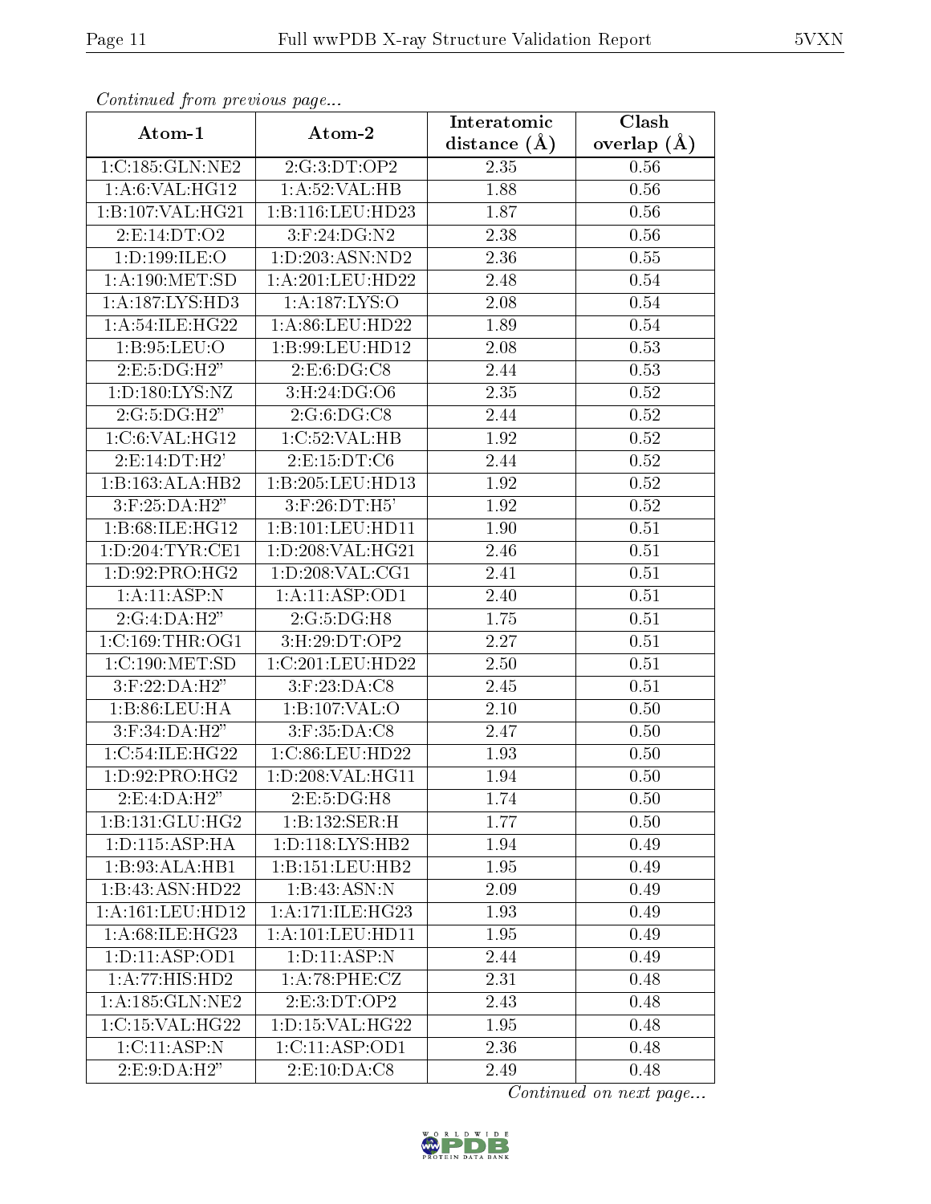*Continued from previous page...*

| Atom-1 | Atom-2 | Interatomic distance (Å) | Clash overlap (Å) |
|---|---|---|---|
| 1:C:185:GLN:NE2 | 2:G:3:DT:OP2 | 2.35 | 0.56 |
| 1:A:6:VAL:HG12 | 1:A:52:VAL:HB | 1.88 | 0.56 |
| 1:B:107:VAL:HG21 | 1:B:116:LEU:HD23 | 1.87 | 0.56 |
| 2:E:14:DT:O2 | 3:F:24:DG:N2 | 2.38 | 0.56 |
| 1:D:199:ILE:O | 1:D:203:ASN:ND2 | 2.36 | 0.55 |
| 1:A:190:MET:SD | 1:A:201:LEU:HD22 | 2.48 | 0.54 |
| 1:A:187:LYS:HD3 | 1:A:187:LYS:O | 2.08 | 0.54 |
| 1:A:54:ILE:HG22 | 1:A:86:LEU:HD22 | 1.89 | 0.54 |
| 1:B:95:LEU:O | 1:B:99:LEU:HD12 | 2.08 | 0.53 |
| 2:E:5:DG:H2" | 2:E:6:DG:C8 | 2.44 | 0.53 |
| 1:D:180:LYS:NZ | 3:H:24:DG:O6 | 2.35 | 0.52 |
| 2:G:5:DG:H2" | 2:G:6:DG:C8 | 2.44 | 0.52 |
| 1:C:6:VAL:HG12 | 1:C:52:VAL:HB | 1.92 | 0.52 |
| 2:E:14:DT:H2' | 2:E:15:DT:C6 | 2.44 | 0.52 |
| 1:B:163:ALA:HB2 | 1:B:205:LEU:HD13 | 1.92 | 0.52 |
| 3:F:25:DA:H2" | 3:F:26:DT:H5' | 1.92 | 0.52 |
| 1:B:68:ILE:HG12 | 1:B:101:LEU:HD11 | 1.90 | 0.51 |
| 1:D:204:TYR:CE1 | 1:D:208:VAL:HG21 | 2.46 | 0.51 |
| 1:D:92:PRO:HG2 | 1:D:208:VAL:CG1 | 2.41 | 0.51 |
| 1:A:11:ASP:N | 1:A:11:ASP:OD1 | 2.40 | 0.51 |
| 2:G:4:DA:H2" | 2:G:5:DG:H8 | 1.75 | 0.51 |
| 1:C:169:THR:OG1 | 3:H:29:DT:OP2 | 2.27 | 0.51 |
| 1:C:190:MET:SD | 1:C:201:LEU:HD22 | 2.50 | 0.51 |
| 3:F:22:DA:H2" | 3:F:23:DA:C8 | 2.45 | 0.51 |
| 1:B:86:LEU:HA | 1:B:107:VAL:O | 2.10 | 0.50 |
| 3:F:34:DA:H2" | 3:F:35:DA:C8 | 2.47 | 0.50 |
| 1:C:54:ILE:HG22 | 1:C:86:LEU:HD22 | 1.93 | 0.50 |
| 1:D:92:PRO:HG2 | 1:D:208:VAL:HG11 | 1.94 | 0.50 |
| 2:E:4:DA:H2" | 2:E:5:DG:H8 | 1.74 | 0.50 |
| 1:B:131:GLU:HG2 | 1:B:132:SER:H | 1.77 | 0.50 |
| 1:D:115:ASP:HA | 1:D:118:LYS:HB2 | 1.94 | 0.49 |
| 1:B:93:ALA:HB1 | 1:B:151:LEU:HB2 | 1.95 | 0.49 |
| 1:B:43:ASN:HD22 | 1:B:43:ASN:N | 2.09 | 0.49 |
| 1:A:161:LEU:HD12 | 1:A:171:ILE:HG23 | 1.93 | 0.49 |
| 1:A:68:ILE:HG23 | 1:A:101:LEU:HD11 | 1.95 | 0.49 |
| 1:D:11:ASP:OD1 | 1:D:11:ASP:N | 2.44 | 0.49 |
| 1:A:77:HIS:HD2 | 1:A:78:PHE:CZ | 2.31 | 0.48 |
| 1:A:185:GLN:NE2 | 2:E:3:DT:OP2 | 2.43 | 0.48 |
| 1:C:15:VAL:HG22 | 1:D:15:VAL:HG22 | 1.95 | 0.48 |
| 1:C:11:ASP:N | 1:C:11:ASP:OD1 | 2.36 | 0.48 |
| 2:E:9:DA:H2" | 2:E:10:DA:C8 | 2.49 | 0.48 |

*Continued on next page...*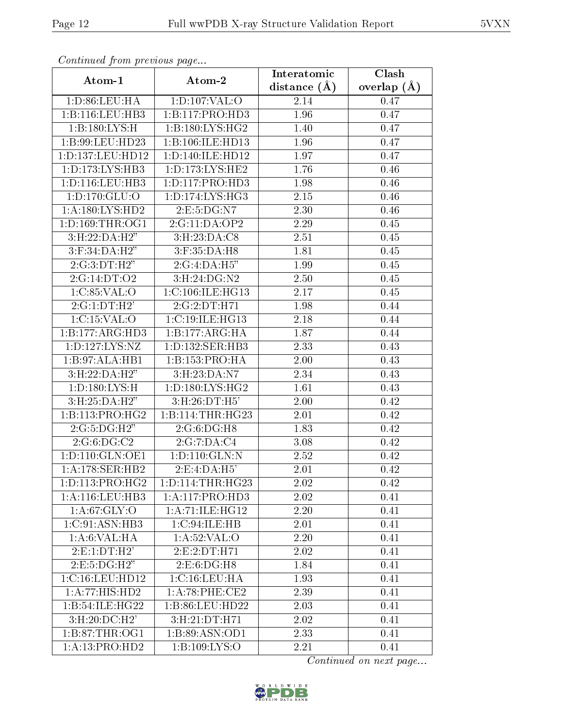*Continued from previous page...*

| Atom-1 | Atom-2 | Interatomic distance (Å) | Clash overlap (Å) |
|---|---|---|---|
| 1:D:86:LEU:HA | 1:D:107:VAL:O | 2.14 | 0.47 |
| 1:B:116:LEU:HB3 | 1:B:117:PRO:HD3 | 1.96 | 0.47 |
| 1:B:180:LYS:H | 1:B:180:LYS:HG2 | 1.40 | 0.47 |
| 1:B:99:LEU:HD23 | 1:B:106:ILE:HD13 | 1.96 | 0.47 |
| 1:D:137:LEU:HD12 | 1:D:140:ILE:HD12 | 1.97 | 0.47 |
| 1:D:173:LYS:HB3 | 1:D:173:LYS:HE2 | 1.76 | 0.46 |
| 1:D:116:LEU:HB3 | 1:D:117:PRO:HD3 | 1.98 | 0.46 |
| 1:D:170:GLU:O | 1:D:174:LYS:HG3 | 2.15 | 0.46 |
| 1:A:180:LYS:HD2 | 2:E:5:DG:N7 | 2.30 | 0.46 |
| 1:D:169:THR:OG1 | 2:G:11:DA:OP2 | 2.29 | 0.45 |
| 3:H:22:DA:H2" | 3:H:23:DA:C8 | 2.51 | 0.45 |
| 3:F:34:DA:H2" | 3:F:35:DA:H8 | 1.81 | 0.45 |
| 2:G:3:DT:H2" | 2:G:4:DA:H5" | 1.99 | 0.45 |
| 2:G:14:DT:O2 | 3:H:24:DG:N2 | 2.50 | 0.45 |
| 1:C:85:VAL:O | 1:C:106:ILE:HG13 | 2.17 | 0.45 |
| 2:G:1:DT:H2' | 2:G:2:DT:H71 | 1.98 | 0.44 |
| 1:C:15:VAL:O | 1:C:19:ILE:HG13 | 2.18 | 0.44 |
| 1:B:177:ARG:HD3 | 1:B:177:ARG:HA | 1.87 | 0.44 |
| 1:D:127:LYS:NZ | 1:D:132:SER:HB3 | 2.33 | 0.43 |
| 1:B:97:ALA:HB1 | 1:B:153:PRO:HA | 2.00 | 0.43 |
| 3:H:22:DA:H2" | 3:H:23:DA:N7 | 2.34 | 0.43 |
| 1:D:180:LYS:H | 1:D:180:LYS:HG2 | 1.61 | 0.43 |
| 3:H:25:DA:H2" | 3:H:26:DT:H5' | 2.00 | 0.42 |
| 1:B:113:PRO:HG2 | 1:B:114:THR:HG23 | 2.01 | 0.42 |
| 2:G:5:DG:H2" | 2:G:6:DG:H8 | 1.83 | 0.42 |
| 2:G:6:DG:C2 | 2:G:7:DA:C4 | 3.08 | 0.42 |
| 1:D:110:GLN:OE1 | 1:D:110:GLN:N | 2.52 | 0.42 |
| 1:A:178:SER:HB2 | 2:E:4:DA:H5' | 2.01 | 0.42 |
| 1:D:113:PRO:HG2 | 1:D:114:THR:HG23 | 2.02 | 0.42 |
| 1:A:116:LEU:HB3 | 1:A:117:PRO:HD3 | 2.02 | 0.41 |
| 1:A:67:GLY:O | 1:A:71:ILE:HG12 | 2.20 | 0.41 |
| 1:C:91:ASN:HB3 | 1:C:94:ILE:HB | 2.01 | 0.41 |
| 1:A:6:VAL:HA | 1:A:52:VAL:O | 2.20 | 0.41 |
| 2:E:1:DT:H2' | 2:E:2:DT:H71 | 2.02 | 0.41 |
| 2:E:5:DG:H2" | 2:E:6:DG:H8 | 1.84 | 0.41 |
| 1:C:16:LEU:HD12 | 1:C:16:LEU:HA | 1.93 | 0.41 |
| 1:A:77:HIS:HD2 | 1:A:78:PHE:CE2 | 2.39 | 0.41 |
| 1:B:54:ILE:HG22 | 1:B:86:LEU:HD22 | 2.03 | 0.41 |
| 3:H:20:DC:H2' | 3:H:21:DT:H71 | 2.02 | 0.41 |
| 1:B:87:THR:OG1 | 1:B:89:ASN:OD1 | 2.33 | 0.41 |
| 1:A:13:PRO:HD2 | 1:B:109:LYS:O | 2.21 | 0.41 |

*Continued on next page...*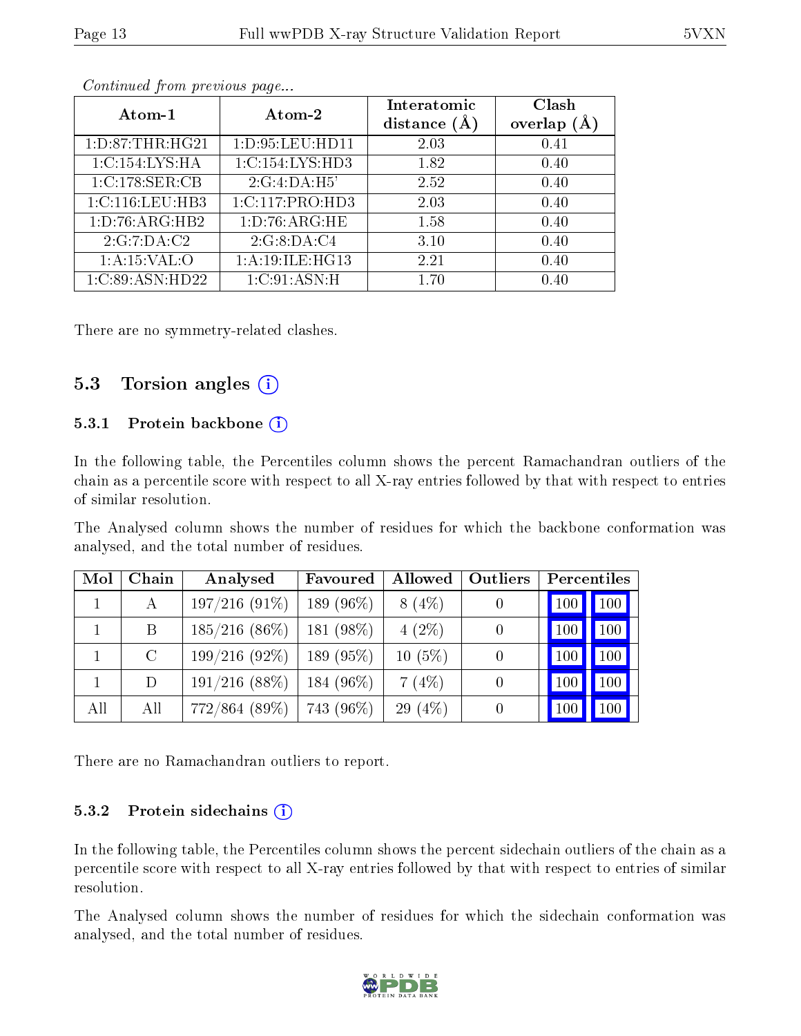*Continued from previous page...*

| Atom-1 | Atom-2 | Interatomic distance (Å) | Clash overlap (Å) |
|---|---|---|---|
| 1:D:87:THR:HG21 | 1:D:95:LEU:HD11 | 2.03 | 0.41 |
| 1:C:154:LYS:HA | 1:C:154:LYS:HD3 | 1.82 | 0.40 |
| 1:C:178:SER:CB | 2:G:4:DA:H5' | 2.52 | 0.40 |
| 1:C:116:LEU:HB3 | 1:C:117:PRO:HD3 | 2.03 | 0.40 |
| 1:D:76:ARG:HB2 | 1:D:76:ARG:HE | 1.58 | 0.40 |
| 2:G:7:DA:C2 | 2:G:8:DA:C4 | 3.10 | 0.40 |
| 1:A:15:VAL:O | 1:A:19:ILE:HG13 | 2.21 | 0.40 |
| 1:C:89:ASN:HD22 | 1:C:91:ASN:H | 1.70 | 0.40 |

There are no symmetry-related clashes.

## 5.3 Torsion angles

### 5.3.1 Protein backbone

In the following table, the Percentiles column shows the percent Ramachandran outliers of the chain as a percentile score with respect to all X-ray entries followed by that with respect to entries of similar resolution.

The Analysed column shows the number of residues for which the backbone conformation was analysed, and the total number of residues.

| Mol | Chain | Analysed | Favoured | Allowed | Outliers | Percentiles | |
|---|---|---|---|---|---|---|---|
| 1 | A | 197/216 (91%) | 189 (96%) | 8 (4%) | 0 | 100 | 100 |
| 1 | B | 185/216 (86%) | 181 (98%) | 4 (2%) | 0 | 100 | 100 |
| 1 | C | 199/216 (92%) | 189 (95%) | 10 (5%) | 0 | 100 | 100 |
| 1 | D | 191/216 (88%) | 184 (96%) | 7 (4%) | 0 | 100 | 100 |
| All | All | 772/864 (89%) | 743 (96%) | 29 (4%) | 0 | 100 | 100 |

There are no Ramachandran outliers to report.

### 5.3.2 Protein sidechains

In the following table, the Percentiles column shows the percent sidechain outliers of the chain as a percentile score with respect to all X-ray entries followed by that with respect to entries of similar resolution.

The Analysed column shows the number of residues for which the sidechain conformation was analysed, and the total number of residues.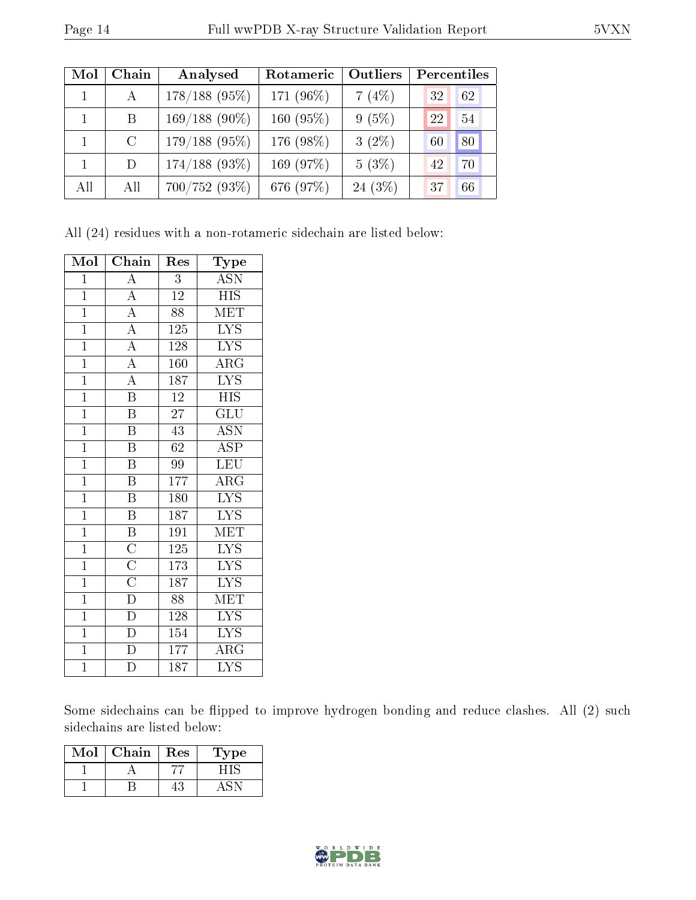| Mol | Chain | Analysed | Rotameric | Outliers | Percentiles | |
|---|---|---|---|---|---|---|
| 1 | A | 178/188 (95%) | 171 (96%) | 7 (4%) | 32 | 62 |
| 1 | B | 169/188 (90%) | 160 (95%) | 9 (5%) | 22 | 54 |
| 1 | C | 179/188 (95%) | 176 (98%) | 3 (2%) | 60 | 80 |
| 1 | D | 174/188 (93%) | 169 (97%) | 5 (3%) | 42 | 70 |
| All | All | 700/752 (93%) | 676 (97%) | 24 (3%) | 37 | 66 |

All (24) residues with a non-rotameric sidechain are listed below:

| Mol | Chain | Res | Type |
|---|---|---|---|
| 1 | A | 3 | ASN |
| 1 | A | 12 | HIS |
| 1 | A | 88 | MET |
| 1 | A | 125 | LYS |
| 1 | A | 128 | LYS |
| 1 | A | 160 | ARG |
| 1 | A | 187 | LYS |
| 1 | B | 12 | HIS |
| 1 | B | 27 | GLU |
| 1 | B | 43 | ASN |
| 1 | B | 62 | ASP |
| 1 | B | 99 | LEU |
| 1 | B | 177 | ARG |
| 1 | B | 180 | LYS |
| 1 | B | 187 | LYS |
| 1 | B | 191 | MET |
| 1 | C | 125 | LYS |
| 1 | C | 173 | LYS |
| 1 | C | 187 | LYS |
| 1 | D | 88 | MET |
| 1 | D | 128 | LYS |
| 1 | D | 154 | LYS |
| 1 | D | 177 | ARG |
| 1 | D | 187 | LYS |

Some sidechains can be flipped to improve hydrogen bonding and reduce clashes. All (2) such sidechains are listed below:

| Mol | Chain | Res | Type |
|---|---|---|---|
| 1 | A | 77 | HIS |
| 1 | B | 43 | ASN |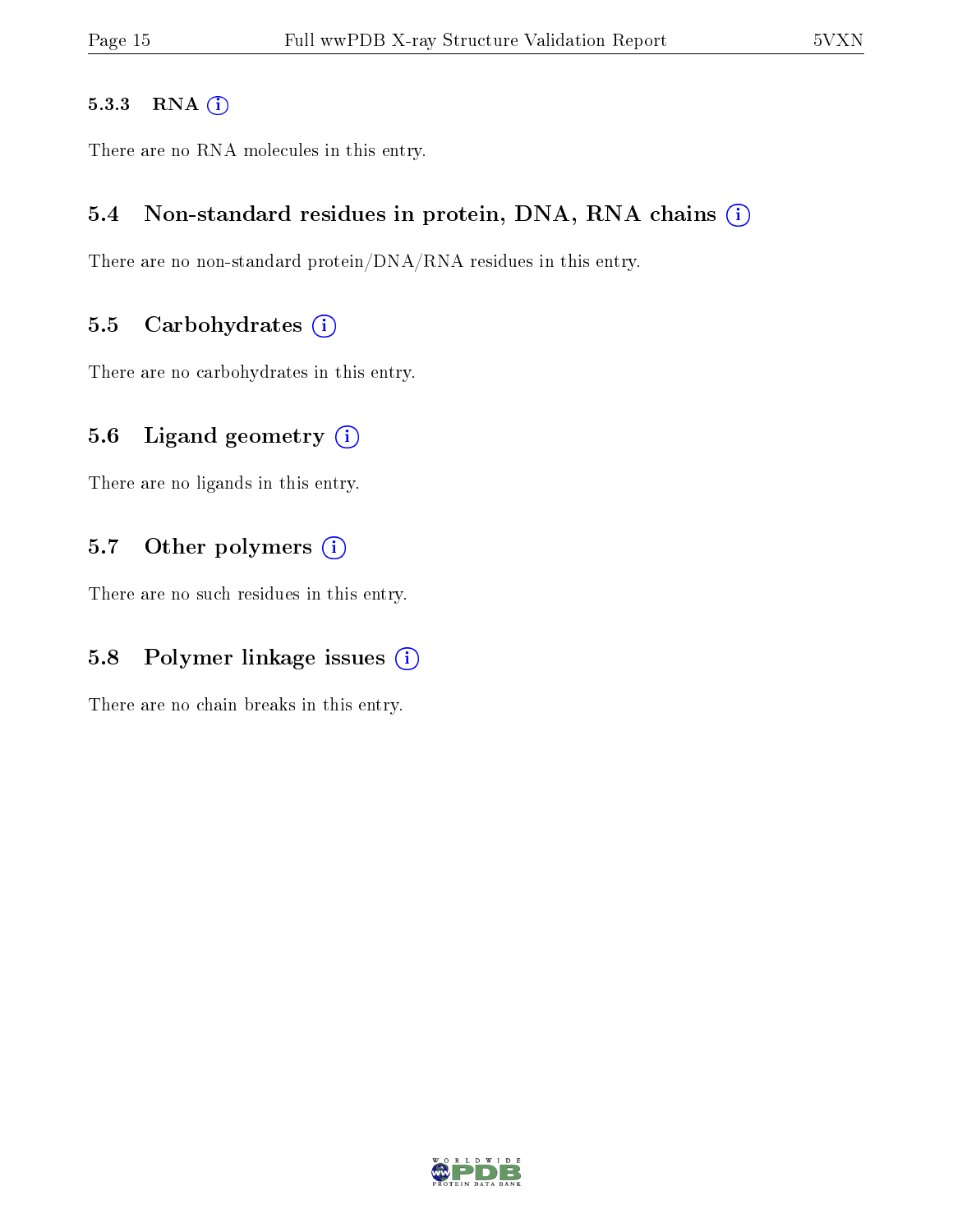#### 5.3.3 RNA

There are no RNA molecules in this entry.

### 5.4 Non-standard residues in protein, DNA, RNA chains

There are no non-standard protein/DNA/RNA residues in this entry.

### 5.5 Carbohydrates

There are no carbohydrates in this entry.

### 5.6 Ligand geometry

There are no ligands in this entry.

### 5.7 Other polymers

There are no such residues in this entry.

### 5.8 Polymer linkage issues

There are no chain breaks in this entry.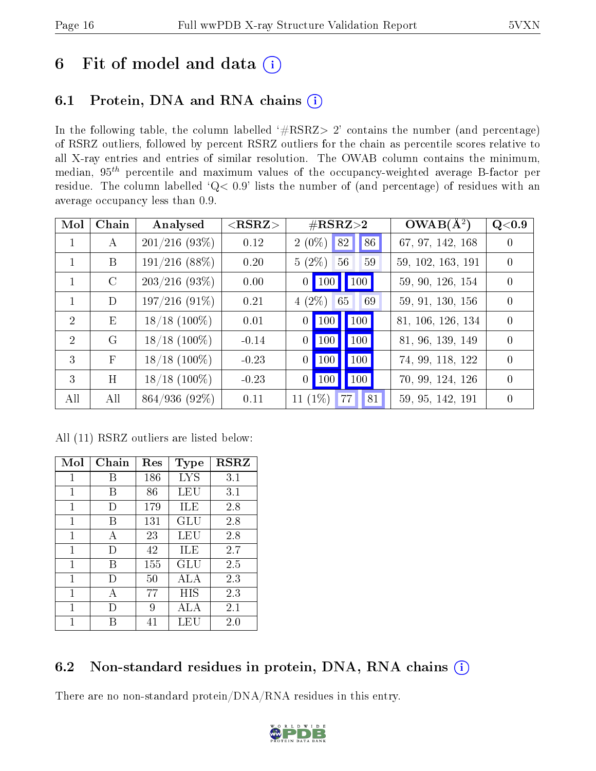# 6 Fit of model and data

## 6.1 Protein, DNA and RNA chains

In the following table, the column labelled '#RSRZ> 2' contains the number (and percentage) of RSRZ outliers, followed by percent RSRZ outliers for the chain as percentile scores relative to all X-ray entries and entries of similar resolution. The OWAB column contains the minimum, median, $95^{th}$ percentile and maximum values of the occupancy-weighted average B-factor per residue. The column labelled 'Q< 0.9' lists the number of (and percentage) of residues with an average occupancy less than 0.9.

| Mol | Chain | Analysed | <RSRZ> | #RSRZ>2 | | | OWAB(Å$^2$) | Q<0.9 |
|---|---|---|---|---|---|---|---|---|
| 1 | A | 201/216 (93%) | 0.12 | 2 (0%) | 82 | 86 | 67, 97, 142, 168 | 0 |
| 1 | B | 191/216 (88%) | 0.20 | 5 (2%) | 56 | 59 | 59, 102, 163, 191 | 0 |
| 1 | C | 203/216 (93%) | 0.00 | 0 | 100 | 100 | 59, 90, 126, 154 | 0 |
| 1 | D | 197/216 (91%) | 0.21 | 4 (2%) | 65 | 69 | 59, 91, 130, 156 | 0 |
| 2 | E | 18/18 (100%) | 0.01 | 0 | 100 | 100 | 81, 106, 126, 134 | 0 |
| 2 | G | 18/18 (100%) | -0.14 | 0 | 100 | 100 | 81, 96, 139, 149 | 0 |
| 3 | F | 18/18 (100%) | -0.23 | 0 | 100 | 100 | 74, 99, 118, 122 | 0 |
| 3 | H | 18/18 (100%) | -0.23 | 0 | 100 | 100 | 70, 99, 124, 126 | 0 |
| All | All | 864/936 (92%) | 0.11 | 11 (1%) | 77 | 81 | 59, 95, 142, 191 | 0 |

All (11) RSRZ outliers are listed below:

| Mol | Chain | Res | Type | RSRZ |
|---|---|---|---|---|
| 1 | B | 186 | LYS | 3.1 |
| 1 | B | 86 | LEU | 3.1 |
| 1 | D | 179 | ILE | 2.8 |
| 1 | B | 131 | GLU | 2.8 |
| 1 | A | 23 | LEU | 2.8 |
| 1 | D | 42 | ILE | 2.7 |
| 1 | B | 155 | GLU | 2.5 |
| 1 | D | 50 | ALA | 2.3 |
| 1 | A | 77 | HIS | 2.3 |
| 1 | D | 9 | ALA | 2.1 |
| 1 | B | 41 | LEU | 2.0 |

## 6.2 Non-standard residues in protein, DNA, RNA chains

There are no non-standard protein/DNA/RNA residues in this entry.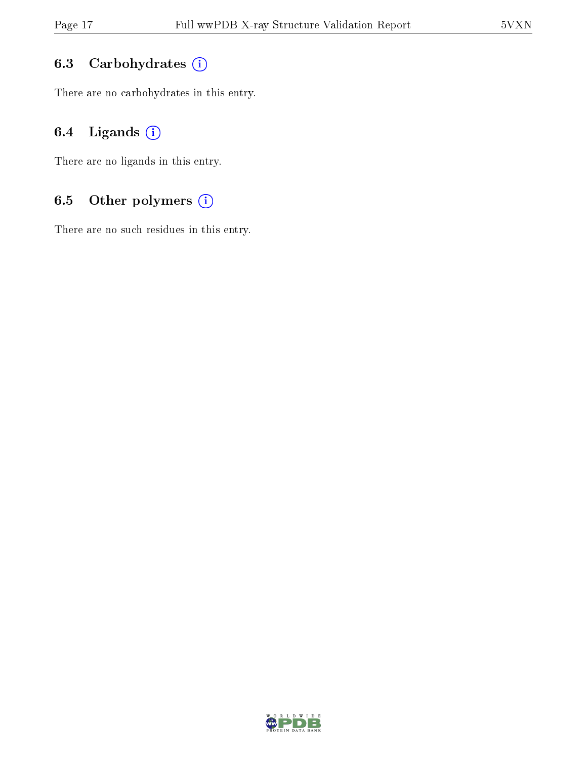### 6.3 Carbohydrates (i)

There are no carbohydrates in this entry.

### 6.4 Ligands (i)

There are no ligands in this entry.

### 6.5 Other polymers (i)

There are no such residues in this entry.